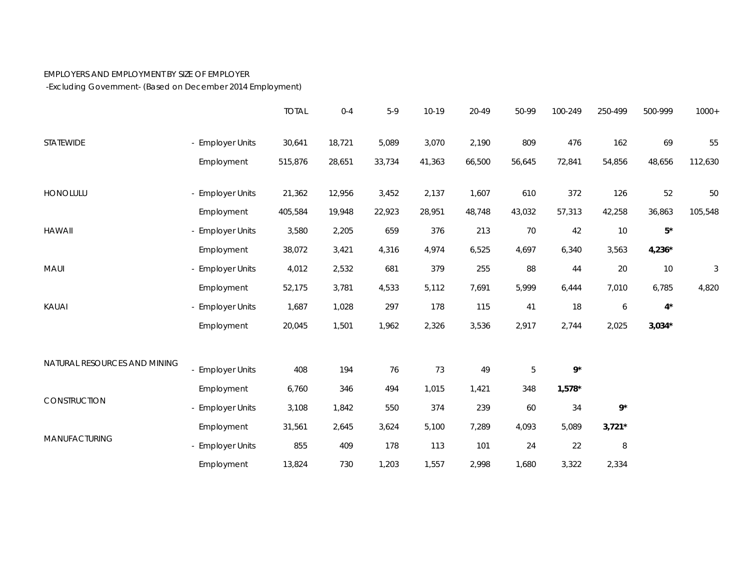EMPLOYERS AND EMPLOYMENT BY SIZE OF EMPLOYER

-Excluding Government- (Based on December 2014 Employment)

| | | TOTAL | 0-4 | 5-9 | 10-19 | 20-49 | 50-99 | 100-249 | 250-499 | 500-999 | 1000+ |
|---|---|---|---|---|---|---|---|---|---|---|---|
| STATEWIDE | - Employer Units | 30,641 | 18,721 | 5,089 | 3,070 | 2,190 | 809 | 476 | 162 | 69 | 55 |
| | Employment | 515,876 | 28,651 | 33,734 | 41,363 | 66,500 | 56,645 | 72,841 | 54,856 | 48,656 | 112,630 |
| HONOLULU | - Employer Units | 21,362 | 12,956 | 3,452 | 2,137 | 1,607 | 610 | 372 | 126 | 52 | 50 |
| | Employment | 405,584 | 19,948 | 22,923 | 28,951 | 48,748 | 43,032 | 57,313 | 42,258 | 36,863 | 105,548 |
| HAWAII | - Employer Units | 3,580 | 2,205 | 659 | 376 | 213 | 70 | 42 | 10 | **5*** | |
| | Employment | 38,072 | 3,421 | 4,316 | 4,974 | 6,525 | 4,697 | 6,340 | 3,563 | **4,236*** | |
| MAUI | - Employer Units | 4,012 | 2,532 | 681 | 379 | 255 | 88 | 44 | 20 | 10 | 3 |
| | Employment | 52,175 | 3,781 | 4,533 | 5,112 | 7,691 | 5,999 | 6,444 | 7,010 | 6,785 | 4,820 |
| KAUAI | - Employer Units | 1,687 | 1,028 | 297 | 178 | 115 | 41 | 18 | 6 | **4*** | |
| | Employment | 20,045 | 1,501 | 1,962 | 2,326 | 3,536 | 2,917 | 2,744 | 2,025 | **3,034*** | |
| NATURAL RESOURCES AND MINING | - Employer Units | 408 | 194 | 76 | 73 | 49 | 5 | **9*** | | | |
| | Employment | 6,760 | 346 | 494 | 1,015 | 1,421 | 348 | **1,578*** | | | |
| CONSTRUCTION | - Employer Units | 3,108 | 1,842 | 550 | 374 | 239 | 60 | 34 | **9*** | | |
| | Employment | 31,561 | 2,645 | 3,624 | 5,100 | 7,289 | 4,093 | 5,089 | **3,721*** | | |
| MANUFACTURING | - Employer Units | 855 | 409 | 178 | 113 | 101 | 24 | 22 | 8 | | |
| | Employment | 13,824 | 730 | 1,203 | 1,557 | 2,998 | 1,680 | 3,322 | 2,334 | | |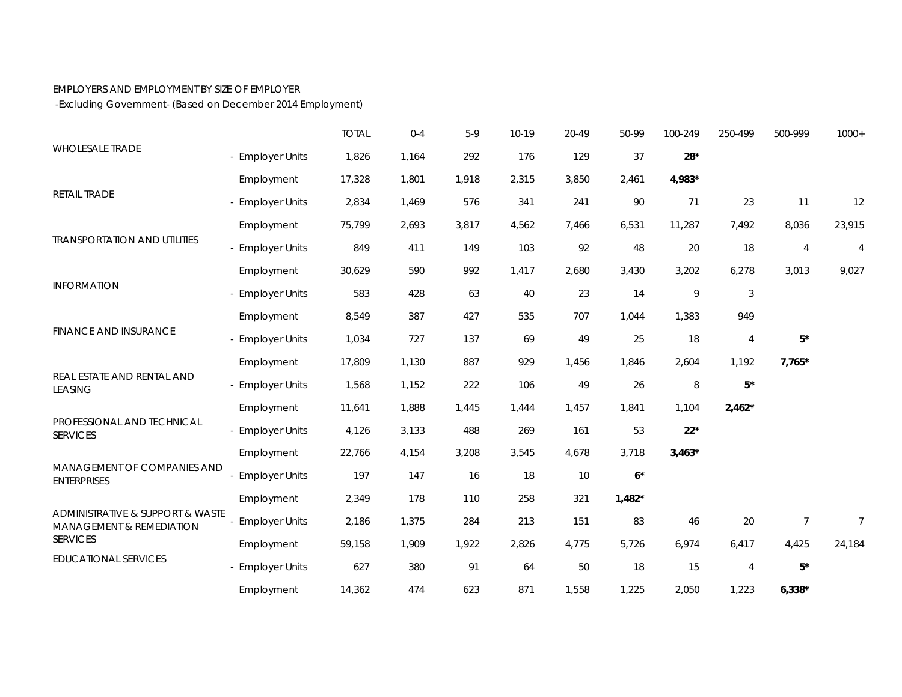EMPLOYERS AND EMPLOYMENT BY SIZE OF EMPLOYER

-Excluding Government- (Based on December 2014 Employment)

| | | TOTAL | 0-4 | 5-9 | 10-19 | 20-49 | 50-99 | 100-249 | 250-499 | 500-999 | 1000+ |
|---|---|---|---|---|---|---|---|---|---|---|---|
| WHOLESALE TRADE | - Employer Units | 1,826 | 1,164 | 292 | 176 | 129 | 37 | **28*** | | | |
| | Employment | 17,328 | 1,801 | 1,918 | 2,315 | 3,850 | 2,461 | **4,983*** | | | |
| RETAIL TRADE | - Employer Units | 2,834 | 1,469 | 576 | 341 | 241 | 90 | 71 | 23 | 11 | 12 |
| | Employment | 75,799 | 2,693 | 3,817 | 4,562 | 7,466 | 6,531 | 11,287 | 7,492 | 8,036 | 23,915 |
| TRANSPORTATION AND UTILITIES | - Employer Units | 849 | 411 | 149 | 103 | 92 | 48 | 20 | 18 | 4 | 4 |
| | Employment | 30,629 | 590 | 992 | 1,417 | 2,680 | 3,430 | 3,202 | 6,278 | 3,013 | 9,027 |
| INFORMATION | - Employer Units | 583 | 428 | 63 | 40 | 23 | 14 | 9 | 3 | | |
| | Employment | 8,549 | 387 | 427 | 535 | 707 | 1,044 | 1,383 | 949 | | |
| FINANCE AND INSURANCE | - Employer Units | 1,034 | 727 | 137 | 69 | 49 | 25 | 18 | 4 | **5*** | |
| | Employment | 17,809 | 1,130 | 887 | 929 | 1,456 | 1,846 | 2,604 | 1,192 | **7,765*** | |
| REAL ESTATE AND RENTAL AND LEASING | - Employer Units | 1,568 | 1,152 | 222 | 106 | 49 | 26 | 8 | **5*** | | |
| | Employment | 11,641 | 1,888 | 1,445 | 1,444 | 1,457 | 1,841 | 1,104 | **2,462*** | | |
| PROFESSIONAL AND TECHNICAL SERVICES | - Employer Units | 4,126 | 3,133 | 488 | 269 | 161 | 53 | **22*** | | | |
| | Employment | 22,766 | 4,154 | 3,208 | 3,545 | 4,678 | 3,718 | **3,463*** | | | |
| MANAGEMENT OF COMPANIES AND ENTERPRISES | - Employer Units | 197 | 147 | 16 | 18 | 10 | **6*** | | | | |
| | Employment | 2,349 | 178 | 110 | 258 | 321 | **1,482*** | | | | |
| ADMINISTRATIVE & SUPPORT & WASTE MANAGEMENT & REMEDIATION SERVICES | - Employer Units | 2,186 | 1,375 | 284 | 213 | 151 | 83 | 46 | 20 | 7 | 7 |
| | Employment | 59,158 | 1,909 | 1,922 | 2,826 | 4,775 | 5,726 | 6,974 | 6,417 | 4,425 | 24,184 |
| EDUCATIONAL SERVICES | - Employer Units | 627 | 380 | 91 | 64 | 50 | 18 | 15 | 4 | **5*** | |
| | Employment | 14,362 | 474 | 623 | 871 | 1,558 | 1,225 | 2,050 | 1,223 | **6,338*** | |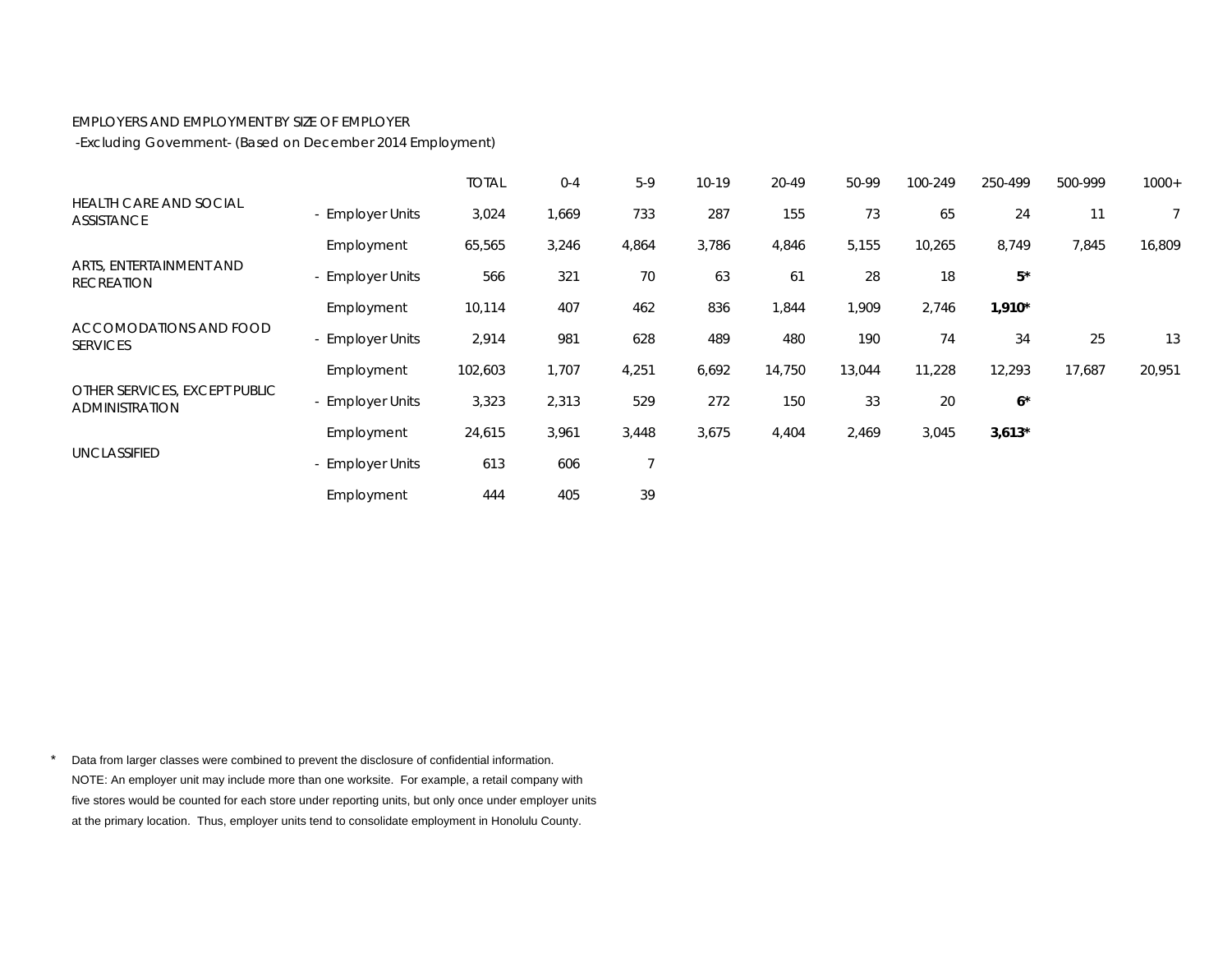EMPLOYERS AND EMPLOYMENT BY SIZE OF EMPLOYER

-Excluding Government- (Based on December 2014 Employment)

| | | TOTAL | 0-4 | 5-9 | 10-19 | 20-49 | 50-99 | 100-249 | 250-499 | 500-999 | 1000+ |
|---|---|---|---|---|---|---|---|---|---|---|---|
| HEALTH CARE AND SOCIAL ASSISTANCE | - Employer Units | 3,024 | 1,669 | 733 | 287 | 155 | 73 | 65 | 24 | 11 | 7 |
| | Employment | 65,565 | 3,246 | 4,864 | 3,786 | 4,846 | 5,155 | 10,265 | 8,749 | 7,845 | 16,809 |
| ARTS, ENTERTAINMENT AND RECREATION | - Employer Units | 566 | 321 | 70 | 63 | 61 | 28 | 18 | **5*** | | |
| | Employment | 10,114 | 407 | 462 | 836 | 1,844 | 1,909 | 2,746 | **1,910*** | | |
| ACCOMODATIONS AND FOOD SERVICES | - Employer Units | 2,914 | 981 | 628 | 489 | 480 | 190 | 74 | 34 | 25 | 13 |
| | Employment | 102,603 | 1,707 | 4,251 | 6,692 | 14,750 | 13,044 | 11,228 | 12,293 | 17,687 | 20,951 |
| OTHER SERVICES, EXCEPT PUBLIC ADMINISTRATION | - Employer Units | 3,323 | 2,313 | 529 | 272 | 150 | 33 | 20 | **6*** | | |
| | Employment | 24,615 | 3,961 | 3,448 | 3,675 | 4,404 | 2,469 | 3,045 | **3,613*** | | |
| UNCLASSIFIED | - Employer Units | 613 | 606 | 7 | | | | | | | |
| | Employment | 444 | 405 | 39 | | | | | | | |

\* Data from larger classes were combined to prevent the disclosure of confidential information.

NOTE: An employer unit may include more than one worksite. For example, a retail company with five stores would be counted for each store under reporting units, but only once under employer units at the primary location. Thus, employer units tend to consolidate employment in Honolulu County.